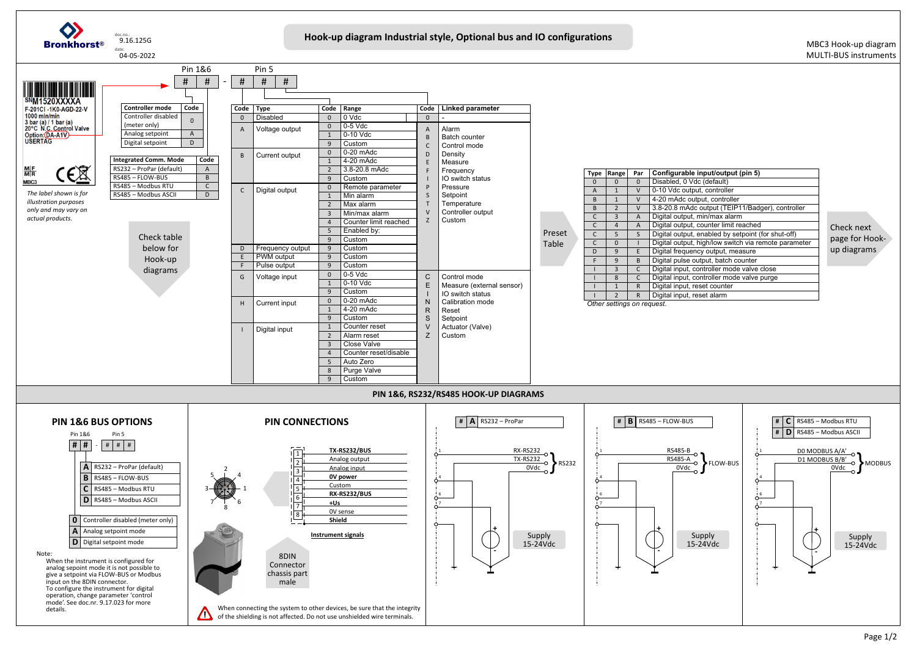doc.no.: 9.16.125G
date: 04-05-2022

# Hook-up diagram Industrial style, Optional bus and IO configurations

MBC3 Hook-up diagram
MULTI-BUS instruments

SN M1520XXXXA
F-201CI -1K0-AGD-22-V
1000 mln/min
3 bar (a) / 1 bar (a)
20°C N.C. Control Valve
Option: DA-A1V
USERTAG
MBC3

*The label shown is for illustration purposes only and may vary on actual products.*

Pin 1&6: # # - Pin 5: # # #

| Controller mode | Code |
|---|---|
| Controller disabled (meter only) | 0 |
| Analog setpoint | A |
| Digital setpoint | D |

| Integrated Comm. Mode | Code |
|---|---|
| RS232 – ProPar (default) | A |
| RS485 – FLOW-BUS | B |
| RS485 – Modbus RTU | C |
| RS485 – Modbus ASCII | D |

Check table below for Hook-up diagrams

| Code | Type | Code | Range | Code | Linked parameter |
|---|---|---|---|---|---|
| 0 | Disabled | 0 | 0 Vdc | 0 | - |
| A | Voltage output | 0 | 0-5 Vdc | A | Alarm |
| | | 1 | 0-10 Vdc | B | Batch counter |
| | | 9 | Custom | C | Control mode |
| B | Current output | 0 | 0-20 mAdc | D | Density |
| | | 1 | 4-20 mAdc | E | Measure |
| | | 2 | 3.8-20.8 mAdc | F | Frequency |
| | | 9 | Custom | I | IO switch status |
| C | Digital output | 0 | Remote parameter | P | Pressure |
| | | 1 | Min alarm | S | Setpoint |
| | | 2 | Max alarm | T | Temperature |
| | | 3 | Min/max alarm | V | Controller output |
| | | 4 | Counter limit reached | Z | Custom |
| | | 5 | Enabled by: | | |
| | | 9 | Custom | | |
| D | Frequency output | 9 | Custom | | |
| E | PWM output | 9 | Custom | | |
| F | Pulse output | 9 | Custom | | |
| G | Voltage input | 0 | 0-5 Vdc | C | Control mode |
| | | 1 | 0-10 Vdc | E | Measure (external sensor) |
| | | 9 | Custom | I | IO switch status |
| H | Current input | 0 | 0-20 mAdc | N | Calibration mode |
| | | 1 | 4-20 mAdc | R | Reset |
| | | 9 | Custom | S | Setpoint |
| I | Digital input | 1 | Counter reset | V | Actuator (Valve) |
| | | 2 | Alarm reset | Z | Custom |
| | | 3 | Close Valve | | |
| | | 4 | Counter reset/disable | | |
| | | 5 | Auto Zero | | |
| | | 8 | Purge Valve | | |
| | | 9 | Custom | | |

Preset Table

| Type | Range | Par | Configurable input/output (pin 5) |
|---|---|---|---|
| 0 | 0 | 0 | Disabled, 0 Vdc (default) |
| A | 1 | V | 0-10 Vdc output, controller |
| B | 1 | V | 4-20 mAdc output, controller |
| B | 2 | V | 3.8-20.8 mAdc output (TEIP11/Badger), controller |
| C | 3 | A | Digital output, min/max alarm |
| C | 4 | A | Digital output, counter limit reached |
| C | 5 | S | Digital output, enabled by setpoint (for shut-off) |
| C | 0 | I | Digital output, high/low switch via remote parameter |
| D | 9 | E | Digital frequency output, measure |
| F | 9 | B | Digital pulse output, batch counter |
| I | 3 | C | Digital input, controller mode valve close |
| I | 8 | C | Digital input, controller mode valve purge |
| I | 1 | R | Digital input, reset counter |
| I | 2 | R | Digital input, reset alarm |

*Other settings on request.*

Check next page for Hook-up diagrams

## PIN 1&6, RS232/RS485 HOOK-UP DIAGRAMS

### PIN 1&6 BUS OPTIONS

Pin 1&6 # # - Pin 5 # # #

| | |
|---|---|
| A | RS232 – ProPar (default) |
| B | RS485 – FLOW-BUS |
| C | RS485 – Modbus RTU |
| D | RS485 – Modbus ASCII |

| | |
|---|---|
| 0 | Controller disabled (meter only) |
| A | Analog setpoint mode |
| D | Digital setpoint mode |

Note:
When the instrument is configured for analog sepoint mode it is not possible to give a setpoint via FLOW-BUS or Modbus input on the 8DIN connector.
To configure the instrument for digital operation, change parameter 'control mode'. See doc.nr. 9.17.023 for more details.

### PIN CONNECTIONS

| Pin | Signal |
|---|---|
| 1 | **TX-RS232/BUS** |
| 2 | Analog output |
| 3 | Analog input |
| 4 | **0V power** |
| 5 | Custom |
| 6 | **RX-RS232/BUS** |
| 7 | **+Us** |
| 8 | 0V sense |
| | **Shield** |

**Instrument signals**

8DIN Connector chassis part male

When connecting the system to other devices, be sure that the integrity of the shielding is not affected. Do not use unshielded wire terminals.

**# A** RS232 – ProPar: 1, 4, 6, 7; RX-RS232, TX-RS232, 0Vdc } RS232; Supply 15-24Vdc

**# B** RS485 – FLOW-BUS: 1, 4, 6, 7; RS485-B, RS485-A, 0Vdc } FLOW-BUS; Supply 15-24Vdc

**# C** RS485 – Modbus RTU
**# D** RS485 – Modbus ASCII
1, 4, 6, 7; D0 MODBUS A/A', D1 MODBUS B/B', 0Vdc } MODBUS; Supply 15-24Vdc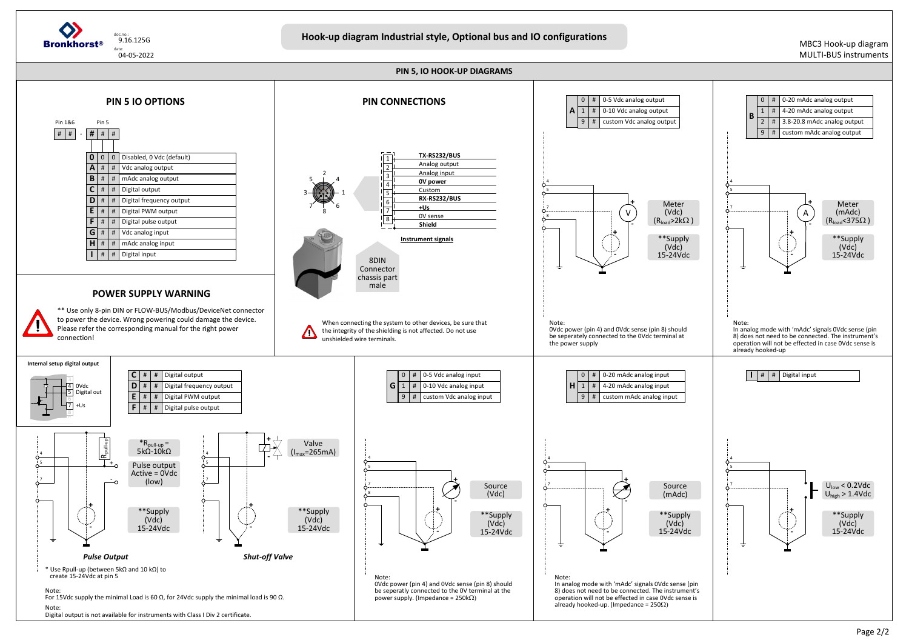doc.no.: 9.16.125G
date: 04-05-2022

# Hook-up diagram Industrial style, Optional bus and IO configurations

MBC3 Hook-up diagram
MULTI-BUS instruments

## PIN 5, IO HOOK-UP DIAGRAMS

### PIN 5 IO OPTIONS

Pin 1&6 — Pin 5

# # - # # #

| | | | |
|---|---|---|---|
| 0 | 0 | 0 | Disabled, 0 Vdc (default) |
| A | # | # | Vdc analog output |
| B | # | # | mAdc analog output |
| C | # | # | Digital output |
| D | # | # | Digital frequency output |
| E | # | # | Digital PWM output |
| F | # | # | Digital pulse output |
| G | # | # | Vdc analog input |
| H | # | # | mAdc analog input |
| I | # | # | Digital input |

### POWER SUPPLY WARNING

** Use only 8-pin DIN or FLOW-BUS/Modbus/DeviceNet connector to power the device. Wrong powering could damage the device. Please refer the corresponding manual for the right power connection!

### PIN CONNECTIONS

| Pin | Signal |
|---|---|
| 1 | **TX-RS232/BUS** |
| 2 | Analog output |
| 3 | Analog input |
| 4 | **0V power** |
| 5 | Custom |
| 6 | **RX-RS232/BUS** |
| 7 | **+Us** |
| 8 | 0V sense |
| | **Shield** |

**Instrument signals**

8DIN Connector chassis part male

When connecting the system to other devices, be sure that the integrity of the shielding is not affected. Do not use unshielded wire terminals.

| | | | |
|---|---|---|---|
| A | 0 | # | 0-5 Vdc analog output |
| | 1 | # | 0-10 Vdc analog output |
| | 9 | # | custom Vdc analog output |

Meter (Vdc) ($R_{load}$>2kΩ )

**Supply (Vdc) 15-24Vdc

Note:
0Vdc power (pin 4) and 0Vdc sense (pin 8) should be seperately connected to the 0Vdc terminal at the power supply

| | | | |
|---|---|---|---|
| B | 0 | # | 0-20 mAdc analog output |
| | 1 | # | 4-20 mAdc analog output |
| | 2 | # | 3.8-20.8 mAdc analog output |
| | 9 | # | custom mAdc analog output |

Meter (mAdc) ($R_{load}$<375Ω )

**Supply (Vdc) 15-24Vdc

Note:
In analog mode with 'mAdc' signals 0Vdc sense (pin 8) does not need to be connected. The instrument's operation will not be effected in case 0Vdc sense is already hooked-up

**Internal setup digital output**

4 0Vdc
5 Digital out
7 +Us

| | | | |
|---|---|---|---|
| C | # | # | Digital output |
| D | # | # | Digital frequency output |
| E | # | # | Digital PWM output |
| F | # | # | Digital pulse output |

*$R_{pull-up}$ = 5kΩ-10kΩ

Pulse output
Active = 0Vdc (low)

**Supply (Vdc) 15-24Vdc

*Pulse Output*

Valve ($I_{max}$=265mA)

**Supply (Vdc) 15-24Vdc

*Shut-off Valve*

\* Use Rpull-up (between 5kΩ and 10 kΩ) to create 15-24Vdc at pin 5

Note:
For 15Vdc supply the minimal Load is 60 Ω, for 24Vdc supply the minimal load is 90 Ω.

Note:
Digital output is not available for instruments with Class I Div 2 certificate.

| | | | |
|---|---|---|---|
| G | 0 | # | 0-5 Vdc analog input |
| | 1 | # | 0-10 Vdc analog input |
| | 9 | # | custom Vdc analog input |

Source (Vdc)

**Supply (Vdc) 15-24Vdc

Note:
0Vdc power (pin 4) and 0Vdc sense (pin 8) should be seperatly connected to the 0V terminal at the power supply. (Impedance = 250kΩ)

| | | | |
|---|---|---|---|
| H | 0 | # | 0-20 mAdc analog input |
| | 1 | # | 4-20 mAdc analog input |
| | 9 | # | custom mAdc analog input |

Source (mAdc)

**Supply (Vdc) 15-24Vdc

Note:
In analog mode with 'mAdc' signals 0Vdc sense (pin 8) does not need to be connected. The instrument's operation will not be effected in case 0Vdc sense is already hooked-up. (Impedance = 250Ω)

| | | | |
|---|---|---|---|
| I | # | # | Digital input |

$U_{low}$ < 0.2Vdc
$U_{high}$ > 1.4Vdc

**Supply (Vdc) 15-24Vdc